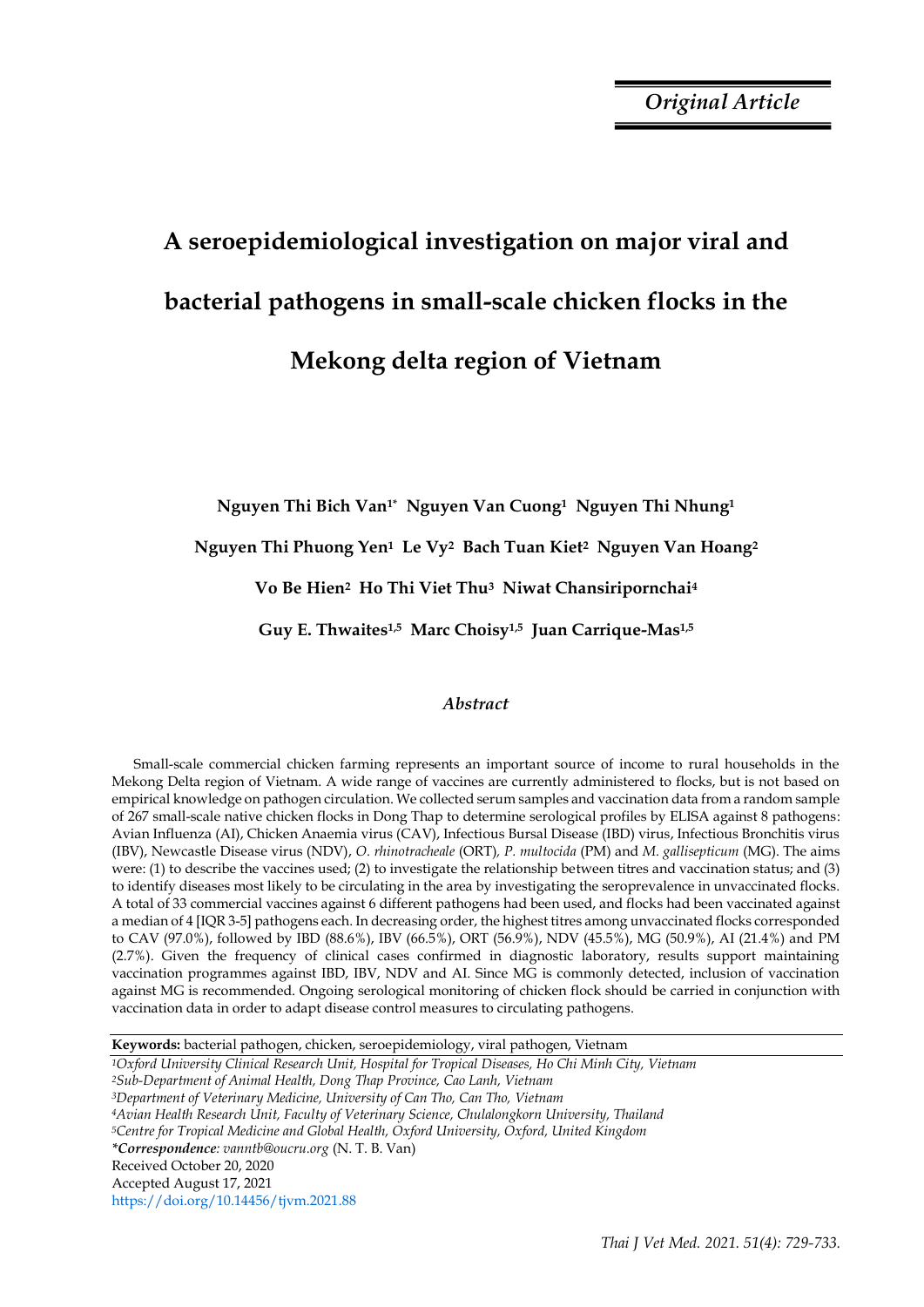*Original Article*

# A seroepidemiological investigation on major viral and bacterial pathogens in small-scale chicken flocks in the Mekong delta region of Vietnam

**Nguyen Thi Bich Van[1*] Nguyen Van Cuong[1] Nguyen Thi Nhung[1] Nguyen Thi Phuong Yen[1] Le Vy[2] Bach Tuan Kiet[2] Nguyen Van Hoang[2] Vo Be Hien[2] Ho Thi Viet Thu[3] Niwat Chansiripornchai[4] Guy E. Thwaites[1,5] Marc Choisy[1,5] Juan Carrique-Mas[1,5]**

## *Abstract*

Small-scale commercial chicken farming represents an important source of income to rural households in the Mekong Delta region of Vietnam. A wide range of vaccines are currently administered to flocks, but is not based on empirical knowledge on pathogen circulation. We collected serum samples and vaccination data from a random sample of 267 small-scale native chicken flocks in Dong Thap to determine serological profiles by ELISA against 8 pathogens: Avian Influenza (AI), Chicken Anaemia virus (CAV), Infectious Bursal Disease (IBD) virus, Infectious Bronchitis virus (IBV), Newcastle Disease virus (NDV), *O. rhinotracheale* (ORT), *P. multocida* (PM) and *M. gallisepticum* (MG). The aims were: (1) to describe the vaccines used; (2) to investigate the relationship between titres and vaccination status; and (3) to identify diseases most likely to be circulating in the area by investigating the seroprevalence in unvaccinated flocks. A total of 33 commercial vaccines against 6 different pathogens had been used, and flocks had been vaccinated against a median of 4 [IQR 3-5] pathogens each. In decreasing order, the highest titres among unvaccinated flocks corresponded to CAV (97.0%), followed by IBD (88.6%), IBV (66.5%), ORT (56.9%), NDV (45.5%), MG (50.9%), AI (21.4%) and PM (2.7%). Given the frequency of clinical cases confirmed in diagnostic laboratory, results support maintaining vaccination programmes against IBD, IBV, NDV and AI. Since MG is commonly detected, inclusion of vaccination against MG is recommended. Ongoing serological monitoring of chicken flock should be carried in conjunction with vaccination data in order to adapt disease control measures to circulating pathogens.

**Keywords:** bacterial pathogen, chicken, seroepidemiology, viral pathogen, Vietnam

[1]*Oxford University Clinical Research Unit, Hospital for Tropical Diseases, Ho Chi Minh City, Vietnam*
[2]*Sub-Department of Animal Health, Dong Thap Province, Cao Lanh, Vietnam*
[3]*Department of Veterinary Medicine, University of Can Tho, Can Tho, Vietnam*
[4]*Avian Health Research Unit, Faculty of Veterinary Science, Chulalongkorn University, Thailand*
[5]*Centre for Tropical Medicine and Global Health, Oxford University, Oxford, United Kingdom*
***Correspondence**: vanntb@oucru.org* (N. T. B. Van)
Received October 20, 2020
Accepted August 17, 2021
https://doi.org/10.14456/tjvm.2021.88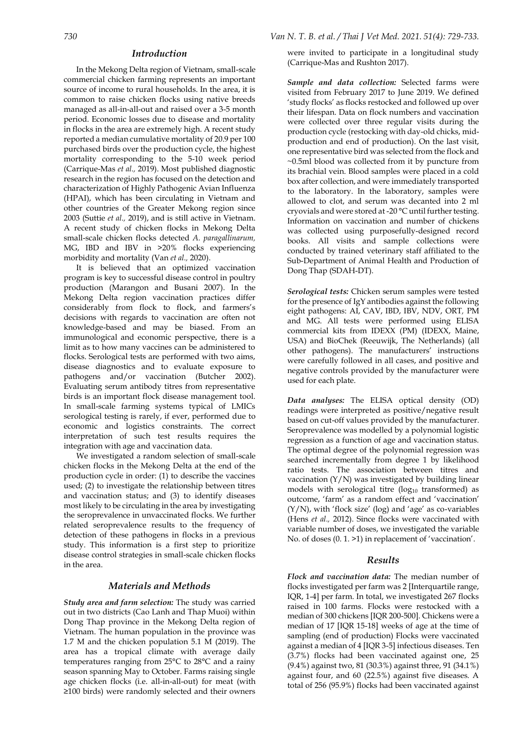## Introduction

In the Mekong Delta region of Vietnam, small-scale commercial chicken farming represents an important source of income to rural households. In the area, it is common to raise chicken flocks using native breeds managed as all-in-all-out and raised over a 3-5 month period. Economic losses due to disease and mortality in flocks in the area are extremely high. A recent study reported a median cumulative mortality of 20.9 per 100 purchased birds over the production cycle, the highest mortality corresponding to the 5-10 week period (Carrique-Mas *et al.,* 2019). Most published diagnostic research in the region has focused on the detection and characterization of Highly Pathogenic Avian Influenza (HPAI), which has been circulating in Vietnam and other countries of the Greater Mekong region since 2003 (Suttie *et al.,* 2019), and is still active in Vietnam. A recent study of chicken flocks in Mekong Delta small-scale chicken flocks detected *A. paragallinarum,* MG, IBD and IBV in >20% flocks experiencing morbidity and mortality (Van *et al.,* 2020).

It is believed that an optimized vaccination program is key to successful disease control in poultry production (Marangon and Busani 2007). In the Mekong Delta region vaccination practices differ considerably from flock to flock, and farmers's decisions with regards to vaccination are often not knowledge-based and may be biased. From an immunological and economic perspective, there is a limit as to how many vaccines can be administered to flocks. Serological tests are performed with two aims, disease diagnostics and to evaluate exposure to pathogens and/or vaccination (Butcher 2002). Evaluating serum antibody titres from representative birds is an important flock disease management tool. In small-scale farming systems typical of LMICs serological testing is rarely, if ever, performed due to economic and logistics constraints. The correct interpretation of such test results requires the integration with age and vaccination data.

We investigated a random selection of small-scale chicken flocks in the Mekong Delta at the end of the production cycle in order: (1) to describe the vaccines used; (2) to investigate the relationship between titres and vaccination status; and (3) to identify diseases most likely to be circulating in the area by investigating the seroprevalence in unvaccinated flocks. We further related seroprevalence results to the frequency of detection of these pathogens in flocks in a previous study. This information is a first step to prioritize disease control strategies in small-scale chicken flocks in the area.

## Materials and Methods

***Study area and farm selection:*** The study was carried out in two districts (Cao Lanh and Thap Muoi) within Dong Thap province in the Mekong Delta region of Vietnam. The human population in the province was 1.7 M and the chicken population 5.1 M (2019). The area has a tropical climate with average daily temperatures ranging from 25°C to 28°C and a rainy season spanning May to October. Farms raising single age chicken flocks (i.e. all-in-all-out) for meat (with ≥100 birds) were randomly selected and their owners were invited to participate in a longitudinal study (Carrique-Mas and Rushton 2017).

***Sample and data collection:*** Selected farms were visited from February 2017 to June 2019. We defined 'study flocks' as flocks restocked and followed up over their lifespan. Data on flock numbers and vaccination were collected over three regular visits during the production cycle (restocking with day-old chicks, mid-production and end of production). On the last visit, one representative bird was selected from the flock and ~0.5ml blood was collected from it by puncture from its brachial vein. Blood samples were placed in a cold box after collection, and were immediately transported to the laboratory. In the laboratory, samples were allowed to clot, and serum was decanted into 2 ml cryovials and were stored at -20 °C until further testing. Information on vaccination and number of chickens was collected using purposefully-designed record books. All visits and sample collections were conducted by trained veterinary staff affiliated to the Sub-Department of Animal Health and Production of Dong Thap (SDAH-DT).

***Serological tests:*** Chicken serum samples were tested for the presence of IgY antibodies against the following eight pathogens: AI, CAV, IBD, IBV, NDV, ORT, PM and MG. All tests were performed using ELISA commercial kits from IDEXX (PM) (IDEXX, Maine, USA) and BioChek (Reeuwijk, The Netherlands) (all other pathogens). The manufacturers' instructions were carefully followed in all cases, and positive and negative controls provided by the manufacturer were used for each plate.

***Data analyses:*** The ELISA optical density (OD) readings were interpreted as positive/negative result based on cut-off values provided by the manufacturer. Seroprevalence was modelled by a polynomial logistic regression as a function of age and vaccination status. The optimal degree of the polynomial regression was searched incrementally from degree 1 by likelihood ratio tests. The association between titres and vaccination (Y/N) was investigated by building linear models with serological titre ($\log_{10}$ transformed) as outcome, 'farm' as a random effect and 'vaccination' (Y/N), with 'flock size' (log) and 'age' as co-variables (Hens *et al.,* 2012). Since flocks were vaccinated with variable number of doses, we investigated the variable No. of doses (0. 1. >1) in replacement of 'vaccination'.

## Results

***Flock and vaccination data:*** The median number of flocks investigated per farm was 2 [Interquartile range, IQR, 1-4] per farm. In total, we investigated 267 flocks raised in 100 farms. Flocks were restocked with a median of 300 chickens [IQR 200-500]. Chickens were a median of 17 [IQR 15-18] weeks of age at the time of sampling (end of production) Flocks were vaccinated against a median of 4 [IQR 3-5] infectious diseases. Ten (3.7%) flocks had been vaccinated against one, 25 (9.4%) against two, 81 (30.3%) against three, 91 (34.1%) against four, and 60 (22.5%) against five diseases. A total of 256 (95.9%) flocks had been vaccinated against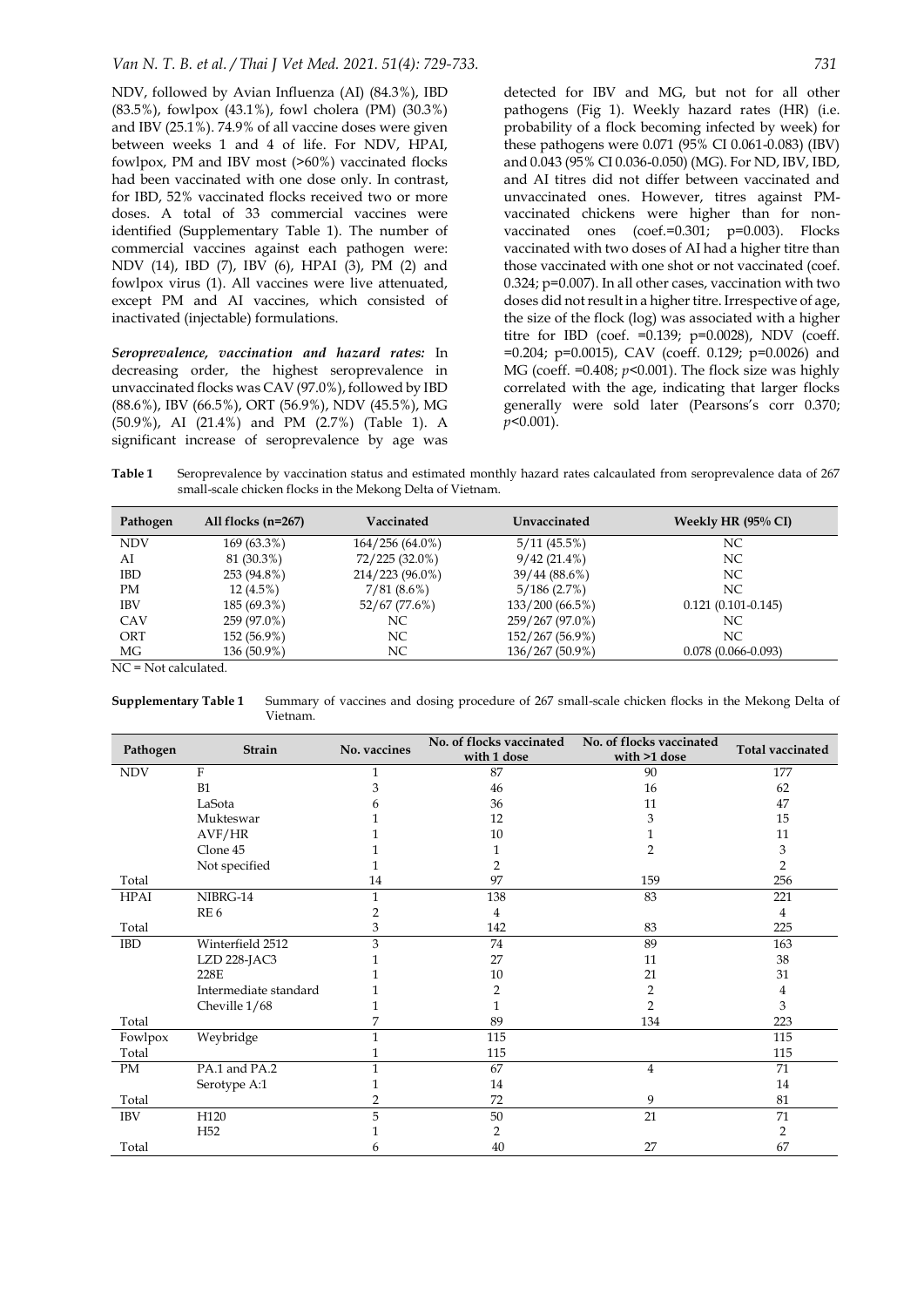NDV, followed by Avian Influenza (AI) (84.3%), IBD (83.5%), fowlpox (43.1%), fowl cholera (PM) (30.3%) and IBV (25.1%). 74.9% of all vaccine doses were given between weeks 1 and 4 of life. For NDV, HPAI, fowlpox, PM and IBV most (>60%) vaccinated flocks had been vaccinated with one dose only. In contrast, for IBD, 52% vaccinated flocks received two or more doses. A total of 33 commercial vaccines were identified (Supplementary Table 1). The number of commercial vaccines against each pathogen were: NDV (14), IBD (7), IBV (6), HPAI (3), PM (2) and fowlpox virus (1). All vaccines were live attenuated, except PM and AI vaccines, which consisted of inactivated (injectable) formulations.

***Seroprevalence, vaccination and hazard rates:*** In decreasing order, the highest seroprevalence in unvaccinated flocks was CAV (97.0%), followed by IBD (88.6%), IBV (66.5%), ORT (56.9%), NDV (45.5%), MG (50.9%), AI (21.4%) and PM (2.7%) (Table 1). A significant increase of seroprevalence by age was detected for IBV and MG, but not for all other pathogens (Fig 1). Weekly hazard rates (HR) (i.e. probability of a flock becoming infected by week) for these pathogens were 0.071 (95% CI 0.061-0.083) (IBV) and 0.043 (95% CI 0.036-0.050) (MG). For ND, IBV, IBD, and AI titres did not differ between vaccinated and unvaccinated ones. However, titres against PM-vaccinated chickens were higher than for non-vaccinated ones (coef.=0.301; p=0.003). Flocks vaccinated with two doses of AI had a higher titre than those vaccinated with one shot or not vaccinated (coef. 0.324; p=0.007). In all other cases, vaccination with two doses did not result in a higher titre. Irrespective of age, the size of the flock (log) was associated with a higher titre for IBD (coef. =0.139; p=0.0028), NDV (coeff. =0.204; p=0.0015), CAV (coeff. 0.129; p=0.0026) and MG (coeff. =0.408; $p$<0.001). The flock size was highly correlated with the age, indicating that larger flocks generally were sold later (Pearsons's corr 0.370; $p$<0.001).

**Table 1** Seroprevalence by vaccination status and estimated monthly hazard rates calcaulated from seroprevalence data of 267 small-scale chicken flocks in the Mekong Delta of Vietnam.

| Pathogen | All flocks (n=267) | Vaccinated | Unvaccinated | Weekly HR (95% CI) |
|---|---|---|---|---|
| NDV | 169 (63.3%) | 164/256 (64.0%) | 5/11 (45.5%) | NC |
| AI | 81 (30.3%) | 72/225 (32.0%) | 9/42 (21.4%) | NC |
| IBD | 253 (94.8%) | 214/223 (96.0%) | 39/44 (88.6%) | NC |
| PM | 12 (4.5%) | 7/81 (8.6%) | 5/186 (2.7%) | NC |
| IBV | 185 (69.3%) | 52/67 (77.6%) | 133/200 (66.5%) | 0.121 (0.101-0.145) |
| CAV | 259 (97.0%) | NC | 259/267 (97.0%) | NC |
| ORT | 152 (56.9%) | NC | 152/267 (56.9%) | NC |
| MG | 136 (50.9%) | NC | 136/267 (50.9%) | 0.078 (0.066-0.093) |

NC = Not calculated.

**Supplementary Table 1** Summary of vaccines and dosing procedure of 267 small-scale chicken flocks in the Mekong Delta of Vietnam.

| Pathogen | Strain | No. vaccines | No. of flocks vaccinated with 1 dose | No. of flocks vaccinated with >1 dose | Total vaccinated |
|---|---|---|---|---|---|
| NDV | F | 1 | 87 | 90 | 177 |
| | B1 | 3 | 46 | 16 | 62 |
| | LaSota | 6 | 36 | 11 | 47 |
| | Mukteswar | 1 | 12 | 3 | 15 |
| | AVF/HR | 1 | 10 | 1 | 11 |
| | Clone 45 | 1 | 1 | 2 | 3 |
| | Not specified | 1 | 2 | | 2 |
| Total | | 14 | 97 | 159 | 256 |
| HPAI | NIBRG-14 | 1 | 138 | 83 | 221 |
| | RE 6 | 2 | 4 | | 4 |
| Total | | 3 | 142 | 83 | 225 |
| IBD | Winterfield 2512 | 3 | 74 | 89 | 163 |
| | LZD 228-JAC3 | 1 | 27 | 11 | 38 |
| | 228E | 1 | 10 | 21 | 31 |
| | Intermediate standard | 1 | 2 | 2 | 4 |
| | Cheville 1/68 | 1 | 1 | 2 | 3 |
| Total | | 7 | 89 | 134 | 223 |
| Fowlpox | Weybridge | 1 | 115 | | 115 |
| Total | | 1 | 115 | | 115 |
| PM | PA.1 and PA.2 | 1 | 67 | 4 | 71 |
| | Serotype A:1 | 1 | 14 | | 14 |
| Total | | 2 | 72 | 9 | 81 |
| IBV | H120 | 5 | 50 | 21 | 71 |
| | H52 | 1 | 2 | | 2 |
| Total | | 6 | 40 | 27 | 67 |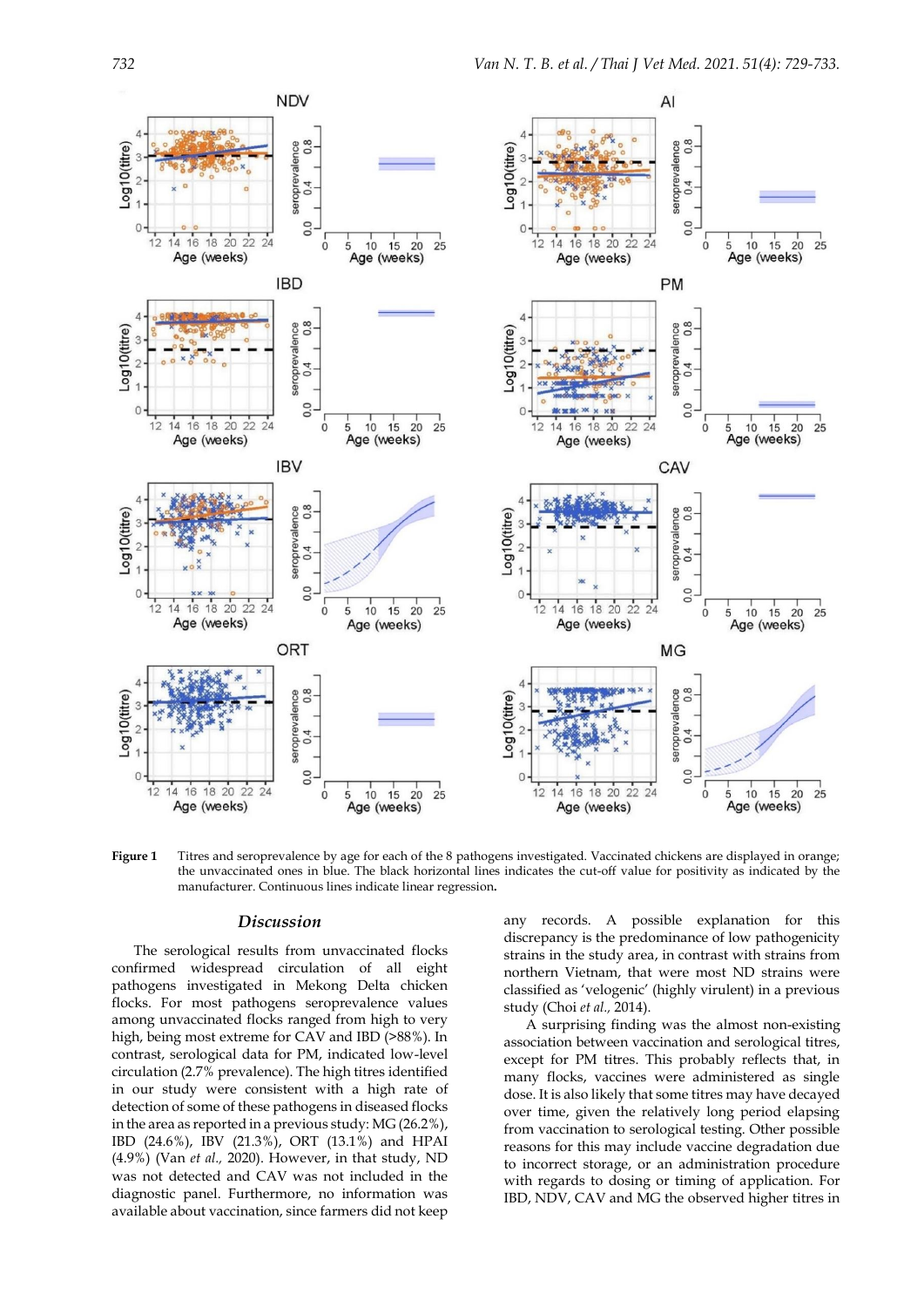**Figure 1** Titres and seroprevalence by age for each of the 8 pathogens investigated. Vaccinated chickens are displayed in orange; the unvaccinated ones in blue. The black horizontal lines indicates the cut-off value for positivity as indicated by the manufacturer. Continuous lines indicate linear regression.

## Discussion

The serological results from unvaccinated flocks confirmed widespread circulation of all eight pathogens investigated in Mekong Delta chicken flocks. For most pathogens seroprevalence values among unvaccinated flocks ranged from high to very high, being most extreme for CAV and IBD (>88%). In contrast, serological data for PM, indicated low-level circulation (2.7% prevalence). The high titres identified in our study were consistent with a high rate of detection of some of these pathogens in diseased flocks in the area as reported in a previous study: MG (26.2%), IBD (24.6%), IBV (21.3%), ORT (13.1%) and HPAI (4.9%) (Van *et al.,* 2020). However, in that study, ND was not detected and CAV was not included in the diagnostic panel. Furthermore, no information was available about vaccination, since farmers did not keep any records. A possible explanation for this discrepancy is the predominance of low pathogenicity strains in the study area, in contrast with strains from northern Vietnam, that were most ND strains were classified as 'velogenic' (highly virulent) in a previous study (Choi *et al.,* 2014).

A surprising finding was the almost non-existing association between vaccination and serological titres, except for PM titres. This probably reflects that, in many flocks, vaccines were administered as single dose. It is also likely that some titres may have decayed over time, given the relatively long period elapsing from vaccination to serological testing. Other possible reasons for this may include vaccine degradation due to incorrect storage, or an administration procedure with regards to dosing or timing of application. For IBD, NDV, CAV and MG the observed higher titres in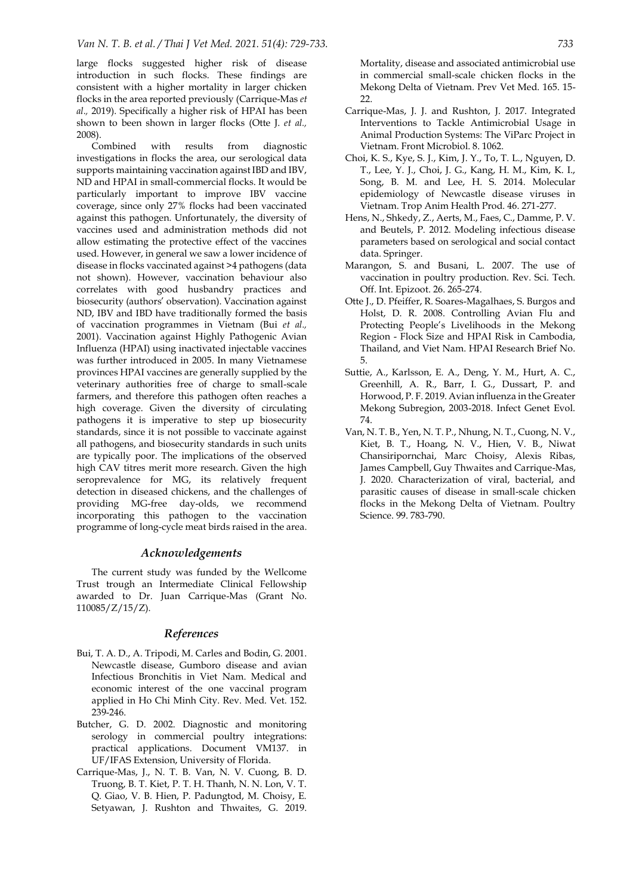large flocks suggested higher risk of disease introduction in such flocks. These findings are consistent with a higher mortality in larger chicken flocks in the area reported previously (Carrique-Mas *et al.,* 2019). Specifically a higher risk of HPAI has been shown to been shown in larger flocks (Otte J. *et al.,* 2008).

Combined with results from diagnostic investigations in flocks the area, our serological data supports maintaining vaccination against IBD and IBV, ND and HPAI in small-commercial flocks. It would be particularly important to improve IBV vaccine coverage, since only 27% flocks had been vaccinated against this pathogen. Unfortunately, the diversity of vaccines used and administration methods did not allow estimating the protective effect of the vaccines used. However, in general we saw a lower incidence of disease in flocks vaccinated against >4 pathogens (data not shown). However, vaccination behaviour also correlates with good husbandry practices and biosecurity (authors' observation). Vaccination against ND, IBV and IBD have traditionally formed the basis of vaccination programmes in Vietnam (Bui *et al.,* 2001). Vaccination against Highly Pathogenic Avian Influenza (HPAI) using inactivated injectable vaccines was further introduced in 2005. In many Vietnamese provinces HPAI vaccines are generally supplied by the veterinary authorities free of charge to small-scale farmers, and therefore this pathogen often reaches a high coverage. Given the diversity of circulating pathogens it is imperative to step up biosecurity standards, since it is not possible to vaccinate against all pathogens, and biosecurity standards in such units are typically poor. The implications of the observed high CAV titres merit more research. Given the high seroprevalence for MG, its relatively frequent detection in diseased chickens, and the challenges of providing MG-free day-olds, we recommend incorporating this pathogen to the vaccination programme of long-cycle meat birds raised in the area.

## Acknowledgements

The current study was funded by the Wellcome Trust trough an Intermediate Clinical Fellowship awarded to Dr. Juan Carrique-Mas (Grant No. 110085/Z/15/Z).

## References

- Bui, T. A. D., A. Tripodi, M. Carles and Bodin, G. 2001. Newcastle disease, Gumboro disease and avian Infectious Bronchitis in Viet Nam. Medical and economic interest of the one vaccinal program applied in Ho Chi Minh City. Rev. Med. Vet. 152. 239-246.
- Butcher, G. D. 2002. Diagnostic and monitoring serology in commercial poultry integrations: practical applications. Document VM137. in UF/IFAS Extension, University of Florida.
- Carrique-Mas, J., N. T. B. Van, N. V. Cuong, B. D. Truong, B. T. Kiet, P. T. H. Thanh, N. N. Lon, V. T. Q. Giao, V. B. Hien, P. Padungtod, M. Choisy, E. Setyawan, J. Rushton and Thwaites, G. 2019. Mortality, disease and associated antimicrobial use in commercial small-scale chicken flocks in the Mekong Delta of Vietnam. Prev Vet Med. 165. 15-22.
- Carrique-Mas, J. J. and Rushton, J. 2017. Integrated Interventions to Tackle Antimicrobial Usage in Animal Production Systems: The ViParc Project in Vietnam. Front Microbiol. 8. 1062.
- Choi, K. S., Kye, S. J., Kim, J. Y., To, T. L., Nguyen, D. T., Lee, Y. J., Choi, J. G., Kang, H. M., Kim, K. I., Song, B. M. and Lee, H. S. 2014. Molecular epidemiology of Newcastle disease viruses in Vietnam. Trop Anim Health Prod. 46. 271-277.
- Hens, N., Shkedy, Z., Aerts, M., Faes, C., Damme, P. V. and Beutels, P. 2012. Modeling infectious disease parameters based on serological and social contact data. Springer.
- Marangon, S. and Busani, L. 2007. The use of vaccination in poultry production. Rev. Sci. Tech. Off. Int. Epizoot. 26. 265-274.
- Otte J., D. Pfeiffer, R. Soares-Magalhaes, S. Burgos and Holst, D. R. 2008. Controlling Avian Flu and Protecting People's Livelihoods in the Mekong Region - Flock Size and HPAI Risk in Cambodia, Thailand, and Viet Nam. HPAI Research Brief No. 5.
- Suttie, A., Karlsson, E. A., Deng, Y. M., Hurt, A. C., Greenhill, A. R., Barr, I. G., Dussart, P. and Horwood, P. F. 2019. Avian influenza in the Greater Mekong Subregion, 2003-2018. Infect Genet Evol. 74.
- Van, N. T. B., Yen, N. T. P., Nhung, N. T., Cuong, N. V., Kiet, B. T., Hoang, N. V., Hien, V. B., Niwat Chansiripornchai, Marc Choisy, Alexis Ribas, James Campbell, Guy Thwaites and Carrique-Mas, J. 2020. Characterization of viral, bacterial, and parasitic causes of disease in small-scale chicken flocks in the Mekong Delta of Vietnam. Poultry Science. 99. 783-790.